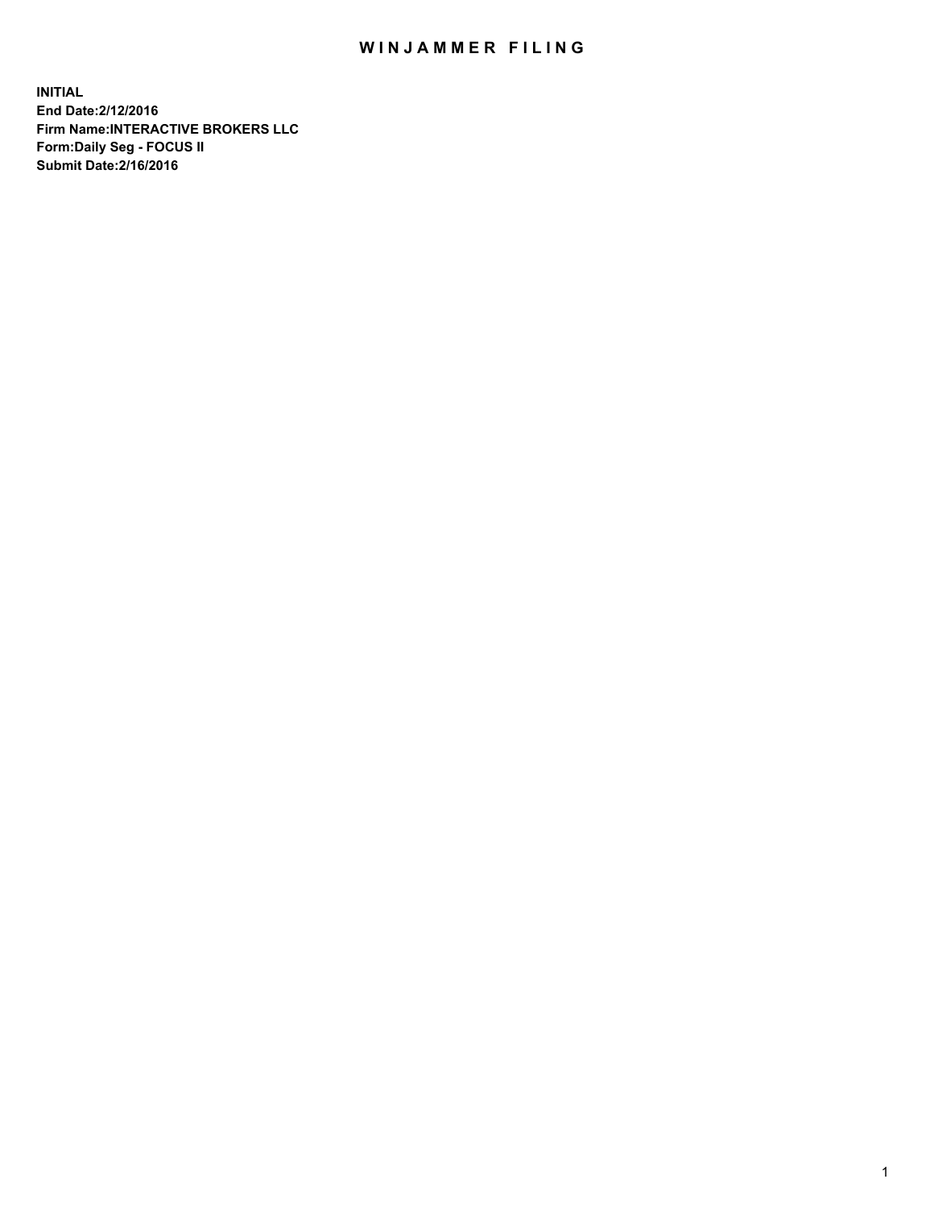# WINJAMMER FILING

**INITIAL**
**End Date:2/12/2016**
**Firm Name:INTERACTIVE BROKERS LLC**
**Form:Daily Seg - FOCUS II**
**Submit Date:2/16/2016**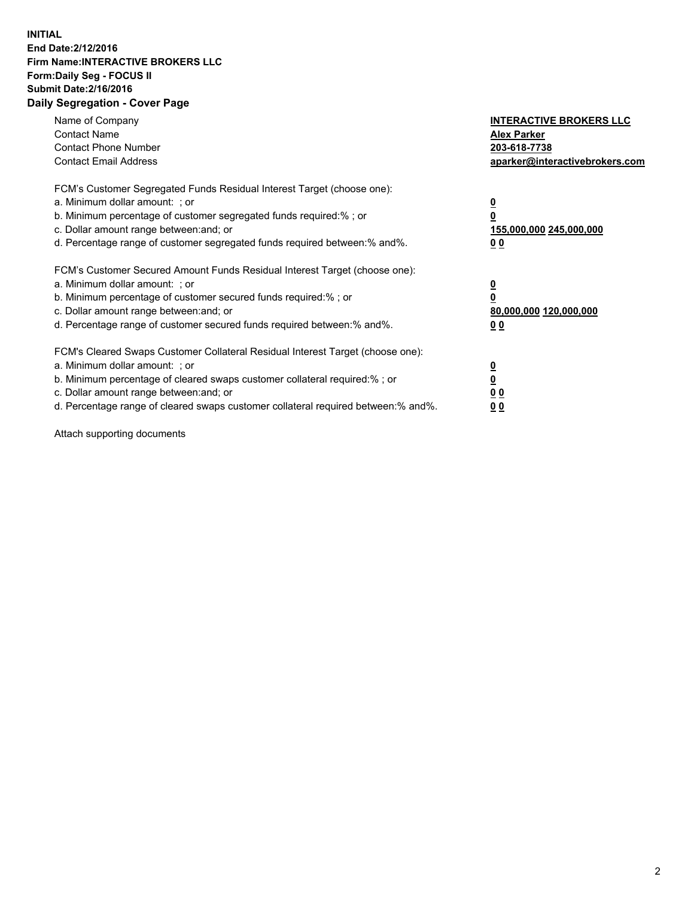**INITIAL**
**End Date:2/12/2016**
**Firm Name:INTERACTIVE BROKERS LLC**
**Form:Daily Seg - FOCUS II**
**Submit Date:2/16/2016**
**Daily Segregation - Cover Page**

| | |
|---|---|
| Name of Company | **INTERACTIVE BROKERS LLC** |
| Contact Name | **Alex Parker** |
| Contact Phone Number | **203-618-7738** |
| Contact Email Address | **aparker@interactivebrokers.com** |

FCM's Customer Segregated Funds Residual Interest Target (choose one):

| | |
|---|---|
| a. Minimum dollar amount: ; or | **0** |
| b. Minimum percentage of customer segregated funds required:% ; or | **0** |
| c. Dollar amount range between:and; or | **155,000,000 245,000,000** |
| d. Percentage range of customer segregated funds required between:% and%. | **0 0** |

FCM's Customer Secured Amount Funds Residual Interest Target (choose one):

| | |
|---|---|
| a. Minimum dollar amount: ; or | **0** |
| b. Minimum percentage of customer secured funds required:% ; or | **0** |
| c. Dollar amount range between:and; or | **80,000,000 120,000,000** |
| d. Percentage range of customer secured funds required between:% and%. | **0 0** |

FCM's Cleared Swaps Customer Collateral Residual Interest Target (choose one):

| | |
|---|---|
| a. Minimum dollar amount: ; or | **0** |
| b. Minimum percentage of cleared swaps customer collateral required:% ; or | **0** |
| c. Dollar amount range between:and; or | **0 0** |
| d. Percentage range of cleared swaps customer collateral required between:% and%. | **0 0** |

Attach supporting documents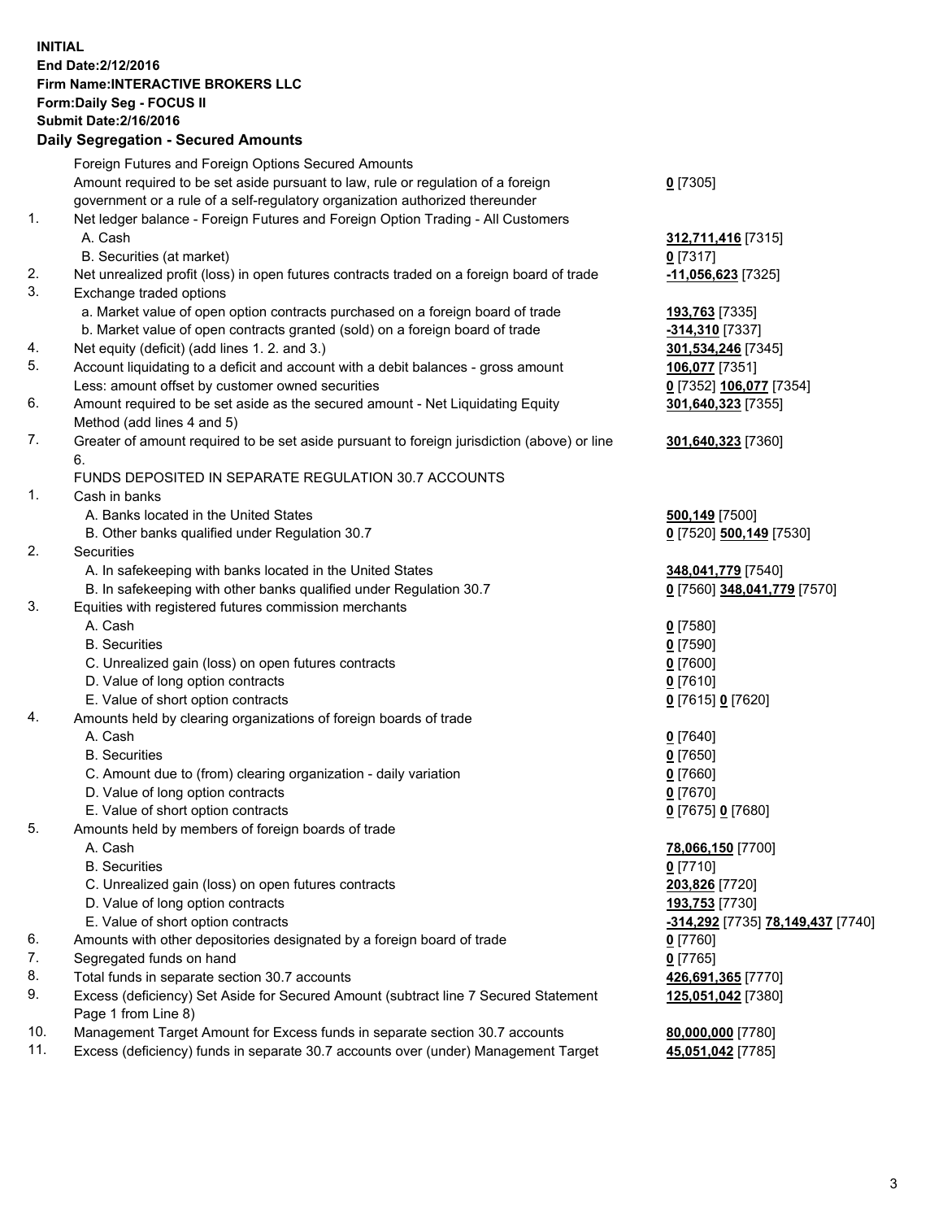**INITIAL**
**End Date:2/12/2016**
**Firm Name:INTERACTIVE BROKERS LLC**
**Form:Daily Seg - FOCUS II**
**Submit Date:2/16/2016**

## Daily Segregation - Secured Amounts

| | | |
|---|---|---|
| | Foreign Futures and Foreign Options Secured Amounts | |
| | Amount required to be set aside pursuant to law, rule or regulation of a foreign government or a rule of a self-regulatory organization authorized thereunder | **0** [7305] |
| 1. | Net ledger balance - Foreign Futures and Foreign Option Trading - All Customers | |
| | A. Cash | **312,711,416** [7315] |
| | B. Securities (at market) | **0** [7317] |
| 2. | Net unrealized profit (loss) in open futures contracts traded on a foreign board of trade | **-11,056,623** [7325] |
| 3. | Exchange traded options | |
| | a. Market value of open option contracts purchased on a foreign board of trade | **193,763** [7335] |
| | b. Market value of open contracts granted (sold) on a foreign board of trade | **-314,310** [7337] |
| 4. | Net equity (deficit) (add lines 1. 2. and 3.) | **301,534,246** [7345] |
| 5. | Account liquidating to a deficit and account with a debit balances - gross amount | **106,077** [7351] |
| | Less: amount offset by customer owned securities | **0** [7352] **106,077** [7354] |
| 6. | Amount required to be set aside as the secured amount - Net Liquidating Equity Method (add lines 4 and 5) | **301,640,323** [7355] |
| 7. | Greater of amount required to be set aside pursuant to foreign jurisdiction (above) or line 6. | **301,640,323** [7360] |
| | FUNDS DEPOSITED IN SEPARATE REGULATION 30.7 ACCOUNTS | |
| 1. | Cash in banks | |
| | A. Banks located in the United States | **500,149** [7500] |
| | B. Other banks qualified under Regulation 30.7 | **0** [7520] **500,149** [7530] |
| 2. | Securities | |
| | A. In safekeeping with banks located in the United States | **348,041,779** [7540] |
| | B. In safekeeping with other banks qualified under Regulation 30.7 | **0** [7560] **348,041,779** [7570] |
| 3. | Equities with registered futures commission merchants | |
| | A. Cash | **0** [7580] |
| | B. Securities | **0** [7590] |
| | C. Unrealized gain (loss) on open futures contracts | **0** [7600] |
| | D. Value of long option contracts | **0** [7610] |
| | E. Value of short option contracts | **0** [7615] **0** [7620] |
| 4. | Amounts held by clearing organizations of foreign boards of trade | |
| | A. Cash | **0** [7640] |
| | B. Securities | **0** [7650] |
| | C. Amount due to (from) clearing organization - daily variation | **0** [7660] |
| | D. Value of long option contracts | **0** [7670] |
| | E. Value of short option contracts | **0** [7675] **0** [7680] |
| 5. | Amounts held by members of foreign boards of trade | |
| | A. Cash | **78,066,150** [7700] |
| | B. Securities | **0** [7710] |
| | C. Unrealized gain (loss) on open futures contracts | **203,826** [7720] |
| | D. Value of long option contracts | **193,753** [7730] |
| | E. Value of short option contracts | **-314,292** [7735] **78,149,437** [7740] |
| 6. | Amounts with other depositories designated by a foreign board of trade | **0** [7760] |
| 7. | Segregated funds on hand | **0** [7765] |
| 8. | Total funds in separate section 30.7 accounts | **426,691,365** [7770] |
| 9. | Excess (deficiency) Set Aside for Secured Amount (subtract line 7 Secured Statement Page 1 from Line 8) | **125,051,042** [7380] |
| 10. | Management Target Amount for Excess funds in separate section 30.7 accounts | **80,000,000** [7780] |
| 11. | Excess (deficiency) funds in separate 30.7 accounts over (under) Management Target | **45,051,042** [7785] |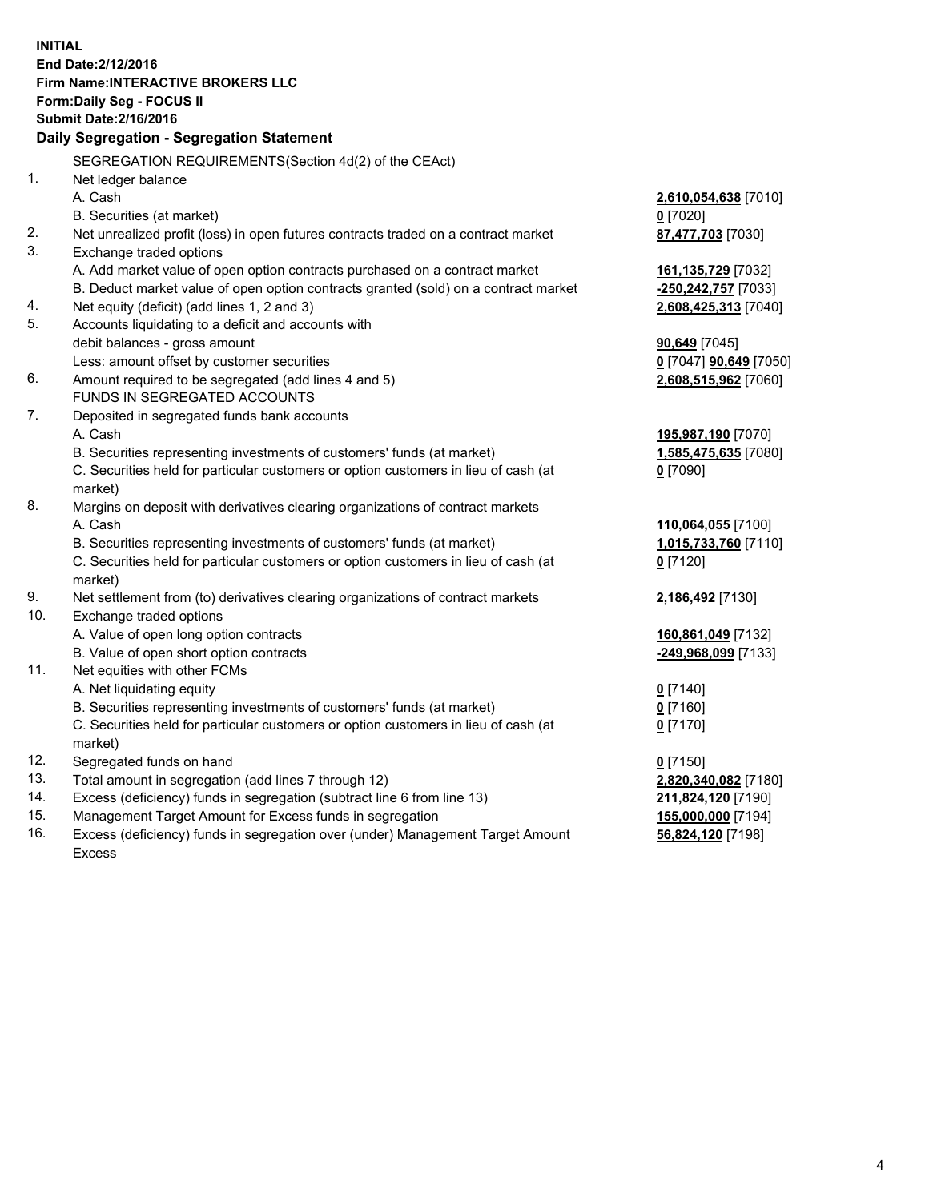**INITIAL**
**End Date:2/12/2016**
**Firm Name:INTERACTIVE BROKERS LLC**
**Form:Daily Seg - FOCUS II**
**Submit Date:2/16/2016**
**Daily Segregation - Segregation Statement**

| | | |
|---|---|---|
| | SEGREGATION REQUIREMENTS(Section 4d(2) of the CEAct) | |
| 1. | Net ledger balance | |
| | A. Cash | **2,610,054,638** [7010] |
| | B. Securities (at market) | **0** [7020] |
| 2. | Net unrealized profit (loss) in open futures contracts traded on a contract market | **87,477,703** [7030] |
| 3. | Exchange traded options | |
| | A. Add market value of open option contracts purchased on a contract market | **161,135,729** [7032] |
| | B. Deduct market value of open option contracts granted (sold) on a contract market | **-250,242,757** [7033] |
| 4. | Net equity (deficit) (add lines 1, 2 and 3) | **2,608,425,313** [7040] |
| 5. | Accounts liquidating to a deficit and accounts with debit balances - gross amount | **90,649** [7045] |
| | Less: amount offset by customer securities | **0** [7047] **90,649** [7050] |
| 6. | Amount required to be segregated (add lines 4 and 5) | **2,608,515,962** [7060] |
| | FUNDS IN SEGREGATED ACCOUNTS | |
| 7. | Deposited in segregated funds bank accounts | |
| | A. Cash | **195,987,190** [7070] |
| | B. Securities representing investments of customers' funds (at market) | **1,585,475,635** [7080] |
| | C. Securities held for particular customers or option customers in lieu of cash (at market) | **0** [7090] |
| 8. | Margins on deposit with derivatives clearing organizations of contract markets | |
| | A. Cash | **110,064,055** [7100] |
| | B. Securities representing investments of customers' funds (at market) | **1,015,733,760** [7110] |
| | C. Securities held for particular customers or option customers in lieu of cash (at market) | **0** [7120] |
| 9. | Net settlement from (to) derivatives clearing organizations of contract markets | **2,186,492** [7130] |
| 10. | Exchange traded options | |
| | A. Value of open long option contracts | **160,861,049** [7132] |
| | B. Value of open short option contracts | **-249,968,099** [7133] |
| 11. | Net equities with other FCMs | |
| | A. Net liquidating equity | **0** [7140] |
| | B. Securities representing investments of customers' funds (at market) | **0** [7160] |
| | C. Securities held for particular customers or option customers in lieu of cash (at market) | **0** [7170] |
| 12. | Segregated funds on hand | **0** [7150] |
| 13. | Total amount in segregation (add lines 7 through 12) | **2,820,340,082** [7180] |
| 14. | Excess (deficiency) funds in segregation (subtract line 6 from line 13) | **211,824,120** [7190] |
| 15. | Management Target Amount for Excess funds in segregation | **155,000,000** [7194] |
| 16. | Excess (deficiency) funds in segregation over (under) Management Target Amount Excess | **56,824,120** [7198] |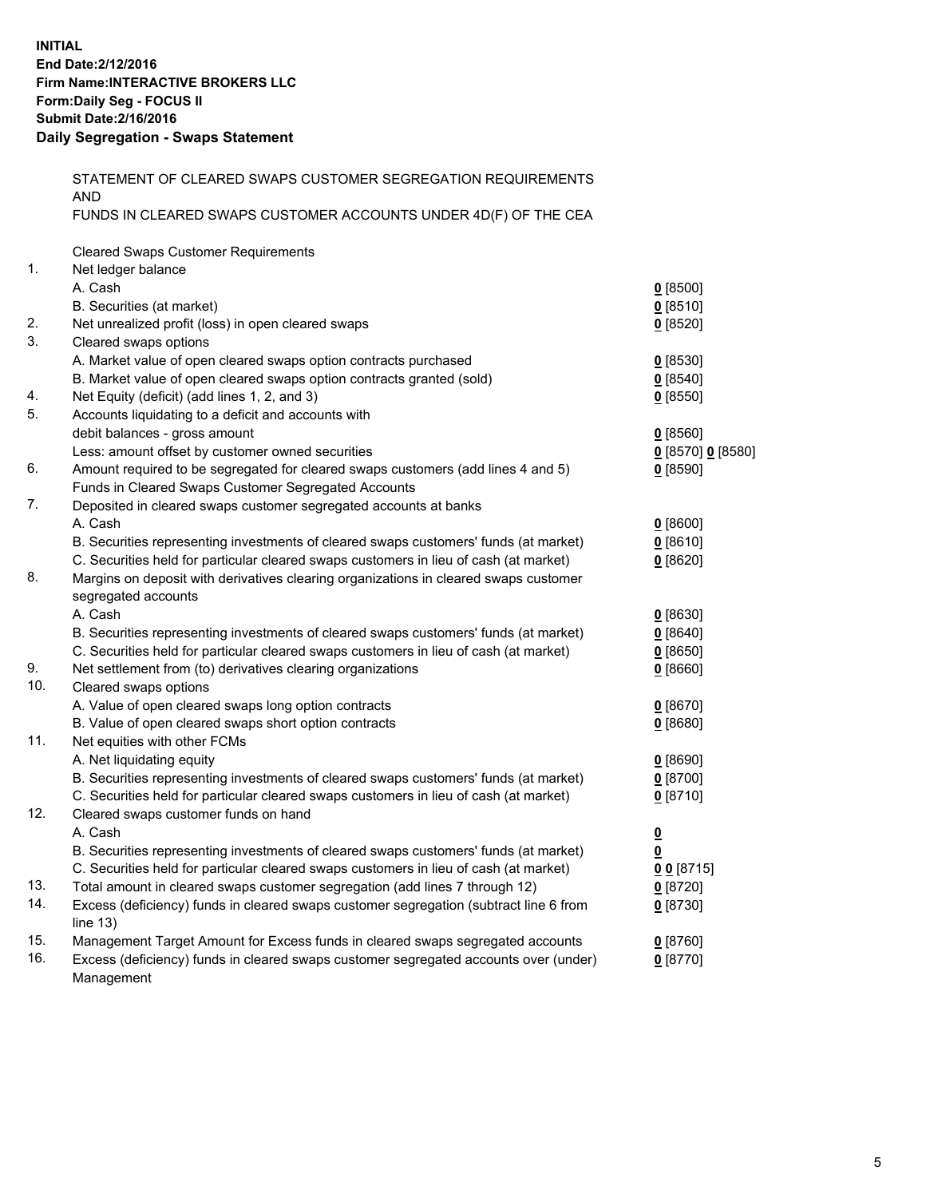**INITIAL**
**End Date:2/12/2016**
**Firm Name:INTERACTIVE BROKERS LLC**
**Form:Daily Seg - FOCUS II**
**Submit Date:2/16/2016**
**Daily Segregation - Swaps Statement**

STATEMENT OF CLEARED SWAPS CUSTOMER SEGREGATION REQUIREMENTS
AND
FUNDS IN CLEARED SWAPS CUSTOMER ACCOUNTS UNDER 4D(F) OF THE CEA

| | | |
|---|---|---|
| | Cleared Swaps Customer Requirements | |
| 1. | Net ledger balance | |
| | A. Cash | 0 [8500] |
| | B. Securities (at market) | 0 [8510] |
| 2. | Net unrealized profit (loss) in open cleared swaps | 0 [8520] |
| 3. | Cleared swaps options | |
| | A. Market value of open cleared swaps option contracts purchased | 0 [8530] |
| | B. Market value of open cleared swaps option contracts granted (sold) | 0 [8540] |
| 4. | Net Equity (deficit) (add lines 1, 2, and 3) | 0 [8550] |
| 5. | Accounts liquidating to a deficit and accounts with | |
| | debit balances - gross amount | 0 [8560] |
| | Less: amount offset by customer owned securities | 0 [8570] 0 [8580] |
| 6. | Amount required to be segregated for cleared swaps customers (add lines 4 and 5) | 0 [8590] |
| | Funds in Cleared Swaps Customer Segregated Accounts | |
| 7. | Deposited in cleared swaps customer segregated accounts at banks | |
| | A. Cash | 0 [8600] |
| | B. Securities representing investments of cleared swaps customers' funds (at market) | 0 [8610] |
| | C. Securities held for particular cleared swaps customers in lieu of cash (at market) | 0 [8620] |
| 8. | Margins on deposit with derivatives clearing organizations in cleared swaps customer segregated accounts | |
| | A. Cash | 0 [8630] |
| | B. Securities representing investments of cleared swaps customers' funds (at market) | 0 [8640] |
| | C. Securities held for particular cleared swaps customers in lieu of cash (at market) | 0 [8650] |
| 9. | Net settlement from (to) derivatives clearing organizations | 0 [8660] |
| 10. | Cleared swaps options | |
| | A. Value of open cleared swaps long option contracts | 0 [8670] |
| | B. Value of open cleared swaps short option contracts | 0 [8680] |
| 11. | Net equities with other FCMs | |
| | A. Net liquidating equity | 0 [8690] |
| | B. Securities representing investments of cleared swaps customers' funds (at market) | 0 [8700] |
| | C. Securities held for particular cleared swaps customers in lieu of cash (at market) | 0 [8710] |
| 12. | Cleared swaps customer funds on hand | |
| | A. Cash | 0 |
| | B. Securities representing investments of cleared swaps customers' funds (at market) | 0 |
| | C. Securities held for particular cleared swaps customers in lieu of cash (at market) | 0 0 [8715] |
| 13. | Total amount in cleared swaps customer segregation (add lines 7 through 12) | 0 [8720] |
| 14. | Excess (deficiency) funds in cleared swaps customer segregation (subtract line 6 from line 13) | 0 [8730] |
| 15. | Management Target Amount for Excess funds in cleared swaps segregated accounts | 0 [8760] |
| 16. | Excess (deficiency) funds in cleared swaps customer segregated accounts over (under) Management | 0 [8770] |